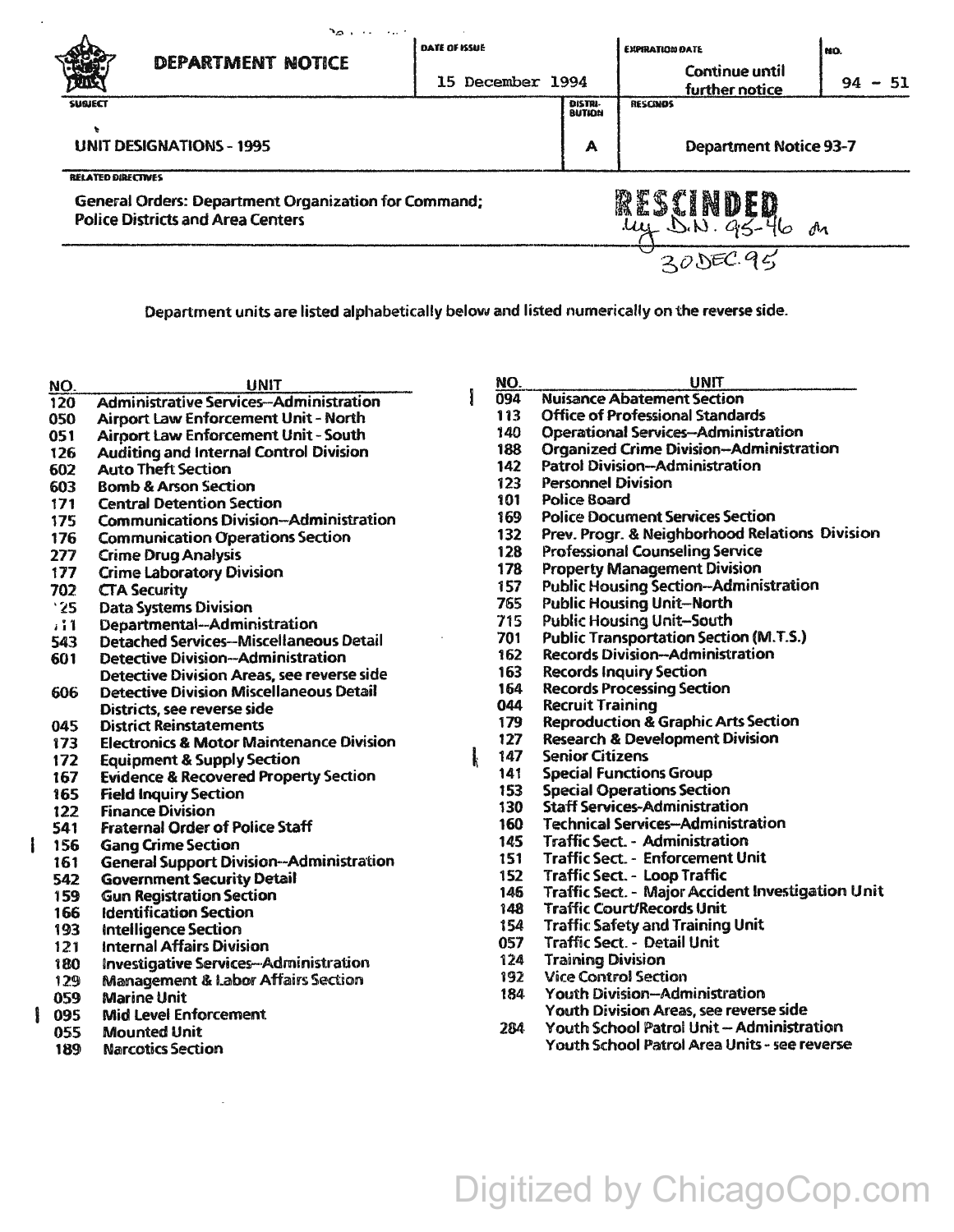# DEPARTMENT NOTICE

| DATE OF ISSUE | EXPIRATION DATE | NO. |
|---|---|---|
| 15 December 1994 | Continue until further notice | 94 - 51 |

| SUBJECT | DISTRIBUTION | RESCINDS |
|---|---|---|
| UNIT DESIGNATIONS - 1995 | A | Department Notice 93-7 |

**RELATED DIRECTIVES**

General Orders: Department Organization for Command; Police Districts and Area Centers

RESCINDED by D.N. 95-46 on 30 DEC. 95

Department units are listed alphabetically below and listed numerically on the reverse side.

| NO. | UNIT |
|---|---|
| 120 | Administrative Services--Administration |
| 050 | Airport Law Enforcement Unit - North |
| 051 | Airport Law Enforcement Unit - South |
| 126 | Auditing and Internal Control Division |
| 602 | Auto Theft Section |
| 603 | Bomb & Arson Section |
| 171 | Central Detention Section |
| 175 | Communications Division--Administration |
| 176 | Communication Operations Section |
| 277 | Crime Drug Analysis |
| 177 | Crime Laboratory Division |
| 702 | CTA Security |
| 125 | Data Systems Division |
| 111 | Departmental--Administration |
| 543 | Detached Services--Miscellaneous Detail |
| 601 | Detective Division--Administration |
| | Detective Division Areas, see reverse side |
| 606 | Detective Division Miscellaneous Detail |
| | Districts, see reverse side |
| 045 | District Reinstatements |
| 173 | Electronics & Motor Maintenance Division |
| 172 | Equipment & Supply Section |
| 167 | Evidence & Recovered Property Section |
| 165 | Field Inquiry Section |
| 122 | Finance Division |
| 541 | Fraternal Order of Police Staff |
| 156 | Gang Crime Section |
| 161 | General Support Division--Administration |
| 542 | Government Security Detail |
| 159 | Gun Registration Section |
| 166 | Identification Section |
| 193 | Intelligence Section |
| 121 | Internal Affairs Division |
| 180 | Investigative Services--Administration |
| 129 | Management & Labor Affairs Section |
| 059 | Marine Unit |
| 095 | Mid Level Enforcement |
| 055 | Mounted Unit |
| 189 | Narcotics Section |
| 094 | Nuisance Abatement Section |
| 113 | Office of Professional Standards |
| 140 | Operational Services--Administration |
| 188 | Organized Crime Division--Administration |
| 142 | Patrol Division--Administration |
| 123 | Personnel Division |
| 101 | Police Board |
| 169 | Police Document Services Section |
| 132 | Prev. Progr. & Neighborhood Relations Division |
| 128 | Professional Counseling Service |
| 178 | Property Management Division |
| 157 | Public Housing Section--Administration |
| 765 | Public Housing Unit--North |
| 715 | Public Housing Unit--South |
| 701 | Public Transportation Section (M.T.S.) |
| 162 | Records Division--Administration |
| 163 | Records Inquiry Section |
| 164 | Records Processing Section |
| 044 | Recruit Training |
| 179 | Reproduction & Graphic Arts Section |
| 127 | Research & Development Division |
| 147 | Senior Citizens |
| 141 | Special Functions Group |
| 153 | Special Operations Section |
| 130 | Staff Services-Administration |
| 160 | Technical Services--Administration |
| 145 | Traffic Sect. - Administration |
| 151 | Traffic Sect. - Enforcement Unit |
| 152 | Traffic Sect. - Loop Traffic |
| 146 | Traffic Sect. - Major Accident Investigation Unit |
| 148 | Traffic Court/Records Unit |
| 154 | Traffic Safety and Training Unit |
| 057 | Traffic Sect. - Detail Unit |
| 124 | Training Division |
| 192 | Vice Control Section |
| 184 | Youth Division--Administration |
| | Youth Division Areas, see reverse side |
| 284 | Youth School Patrol Unit -- Administration |
| | Youth School Patrol Area Units - see reverse |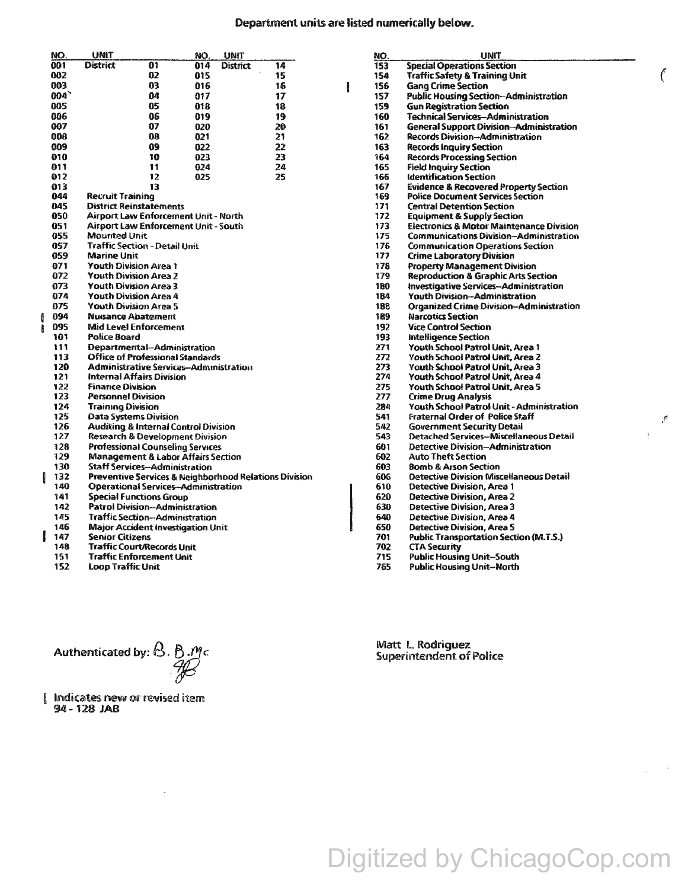**Department units are listed numerically below.**

| NO. | UNIT | | NO. | UNIT | |
|---|---|---|---|---|---|
| 001 | District | 01 | 014 | District | 14 |
| 002 | | 02 | 015 | | 15 |
| 003 | | 03 | 016 | | 16 |
| 004 | | 04 | 017 | | 17 |
| 005 | | 05 | 018 | | 18 |
| 006 | | 06 | 019 | | 19 |
| 007 | | 07 | 020 | | 20 |
| 008 | | 08 | 021 | | 21 |
| 009 | | 09 | 022 | | 22 |
| 010 | | 10 | 023 | | 23 |
| 011 | | 11 | 024 | | 24 |
| 012 | | 12 | 025 | | 25 |
| 013 | | 13 | | | |

| NO. | UNIT |
|---|---|
| 044 | Recruit Training |
| 045 | District Reinstatements |
| 050 | Airport Law Enforcement Unit - North |
| 051 | Airport Law Enforcement Unit - South |
| 055 | Mounted Unit |
| 057 | Traffic Section - Detail Unit |
| 059 | Marine Unit |
| 071 | Youth Division Area 1 |
| 072 | Youth Division Area 2 |
| 073 | Youth Division Area 3 |
| 074 | Youth Division Area 4 |
| 075 | Youth Division Area 5 |
| ❙ 094 | Nuisance Abatement |
| ❙ 095 | Mid Level Enforcement |
| 101 | Police Board |
| 111 | Departmental--Administration |
| 113 | Office of Professional Standards |
| 120 | Administrative Services--Administration |
| 121 | Internal Affairs Division |
| 122 | Finance Division |
| 123 | Personnel Division |
| 124 | Training Division |
| 125 | Data Systems Division |
| 126 | Auditing & Internal Control Division |
| 127 | Research & Development Division |
| 128 | Professional Counseling Services |
| 129 | Management & Labor Affairs Section |
| 130 | Staff Services--Administration |
| ❙ 132 | Preventive Services & Neighborhood Relations Division |
| 140 | Operational Services--Administration |
| 141 | Special Functions Group |
| 142 | Patrol Division--Administration |
| 145 | Traffic Section--Administration |
| 146 | Major Accident Investigation Unit |
| ❙ 147 | Senior Citizens |
| 148 | Traffic Court/Records Unit |
| 151 | Traffic Enforcement Unit |
| 152 | Loop Traffic Unit |
| 153 | Special Operations Section |
| 154 | Traffic Safety & Training Unit |
| ❙ 156 | Gang Crime Section |
| 157 | Public Housing Section--Administration |
| 159 | Gun Registration Section |
| 160 | Technical Services--Administration |
| 161 | General Support Division--Administration |
| 162 | Records Division--Administration |
| 163 | Records Inquiry Section |
| 164 | Records Processing Section |
| 165 | Field Inquiry Section |
| 166 | Identification Section |
| 167 | Evidence & Recovered Property Section |
| 169 | Police Document Services Section |
| 171 | Central Detention Section |
| 172 | Equipment & Supply Section |
| 173 | Electronics & Motor Maintenance Division |
| 175 | Communications Division--Administration |
| 176 | Communication Operations Section |
| 177 | Crime Laboratory Division |
| 178 | Property Management Division |
| 179 | Reproduction & Graphic Arts Section |
| 180 | Investigative Services--Administration |
| 184 | Youth Division--Administration |
| 188 | Organized Crime Division--Administration |
| 189 | Narcotics Section |
| 192 | Vice Control Section |
| 193 | Intelligence Section |
| 271 | Youth School Patrol Unit, Area 1 |
| 272 | Youth School Patrol Unit, Area 2 |
| 273 | Youth School Patrol Unit, Area 3 |
| 274 | Youth School Patrol Unit, Area 4 |
| 275 | Youth School Patrol Unit, Area 5 |
| 277 | Crime Drug Analysis |
| 284 | Youth School Patrol Unit - Administration |
| 541 | Fraternal Order of Police Staff |
| 542 | Government Security Detail |
| 543 | Detached Services--Miscellaneous Detail |
| 601 | Detective Division--Administration |
| 602 | Auto Theft Section |
| 603 | Bomb & Arson Section |
| 606 | Detective Division Miscellaneous Detail |
| ❙ 610 | Detective Division, Area 1 |
| ❙ 620 | Detective Division, Area 2 |
| ❙ 630 | Detective Division, Area 3 |
| ❙ 640 | Detective Division, Area 4 |
| ❙ 650 | Detective Division, Area 5 |
| 701 | Public Transportation Section (M.T.S.) |
| 702 | CTA Security |
| 715 | Public Housing Unit--South |
| 765 | Public Housing Unit--North |

Authenticated by: B. B. Mc JB

Matt L. Rodriguez
Superintendent of Police

❙ Indicates new or revised item
94 - 128 JAB

Digitized by ChicagoCop.com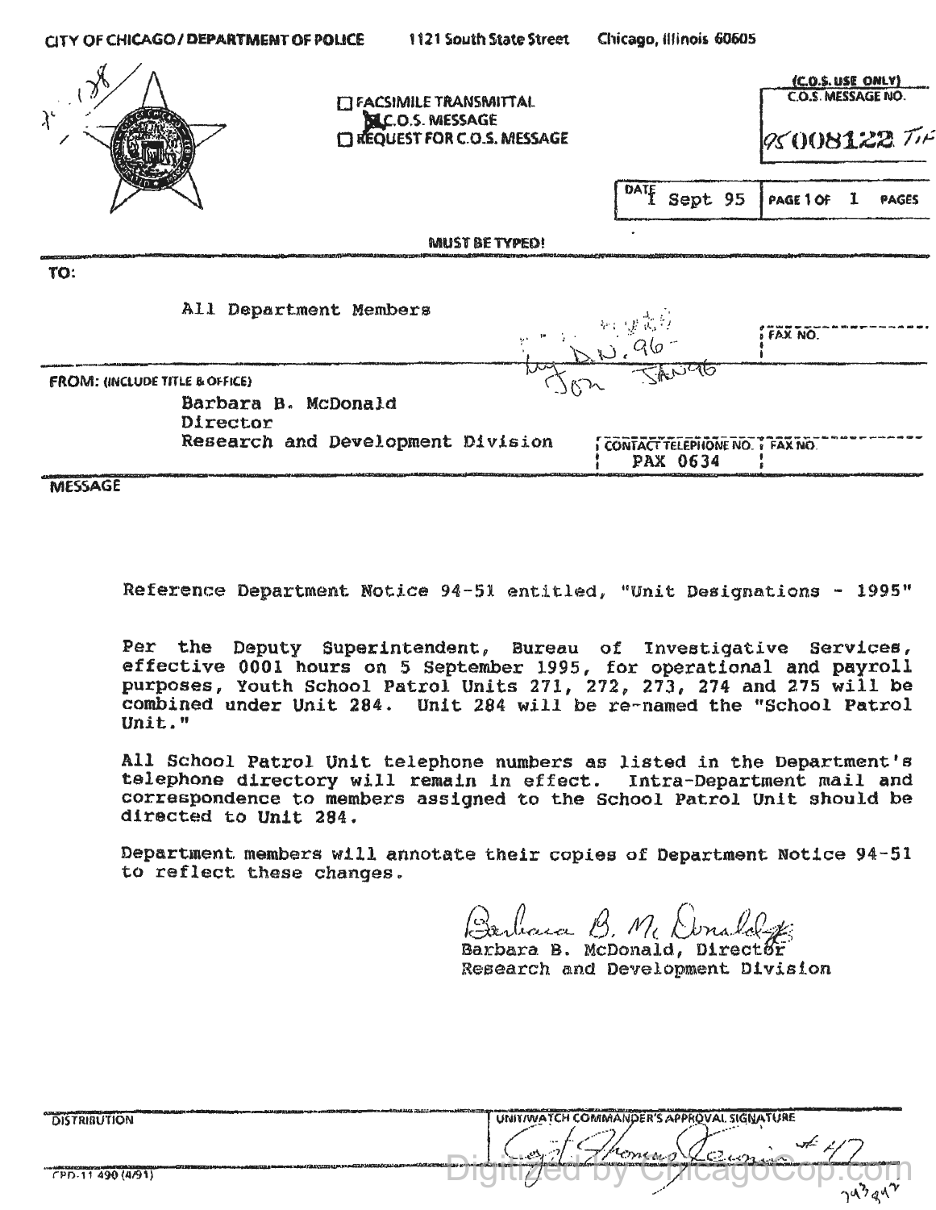CITY OF CHICAGO / DEPARTMENT OF POLICE 1121 South State Street Chicago, Illinois 60605

☐ FACSIMILE TRANSMITTAL
☒ C.O.S. MESSAGE
☐ REQUEST FOR C.O.S. MESSAGE

(C.O.S. USE ONLY)
C.O.S. MESSAGE NO.
95008122 TIF

DATE 1 Sept 95 | PAGE 1 OF 1 PAGES

**MUST BE TYPED!**

**TO:**

All Department Members

FAX NO.

**FROM:** (INCLUDE TITLE & OFFICE)

Barbara B. McDonald
Director
Research and Development Division

CONTACT TELEPHONE NO. PAX 0634 | FAX NO.

**MESSAGE**

Reference Department Notice 94-51 entitled, "Unit Designations - 1995"

Per the Deputy Superintendent, Bureau of Investigative Services, effective 0001 hours on 5 September 1995, for operational and payroll purposes, Youth School Patrol Units 271, 272, 273, 274 and 275 will be combined under Unit 284. Unit 284 will be re-named the "School Patrol Unit."

All School Patrol Unit telephone numbers as listed in the Department's telephone directory will remain in effect. Intra-Department mail and correspondence to members assigned to the School Patrol Unit should be directed to Unit 284.

Department members will annotate their copies of Department Notice 94-51 to reflect these changes.

Barbara B. McDonald, Director
Research and Development Division

DISTRIBUTION

UNIT/WATCH COMMANDER'S APPROVAL SIGNATURE

CPD-11.490 (4/91)